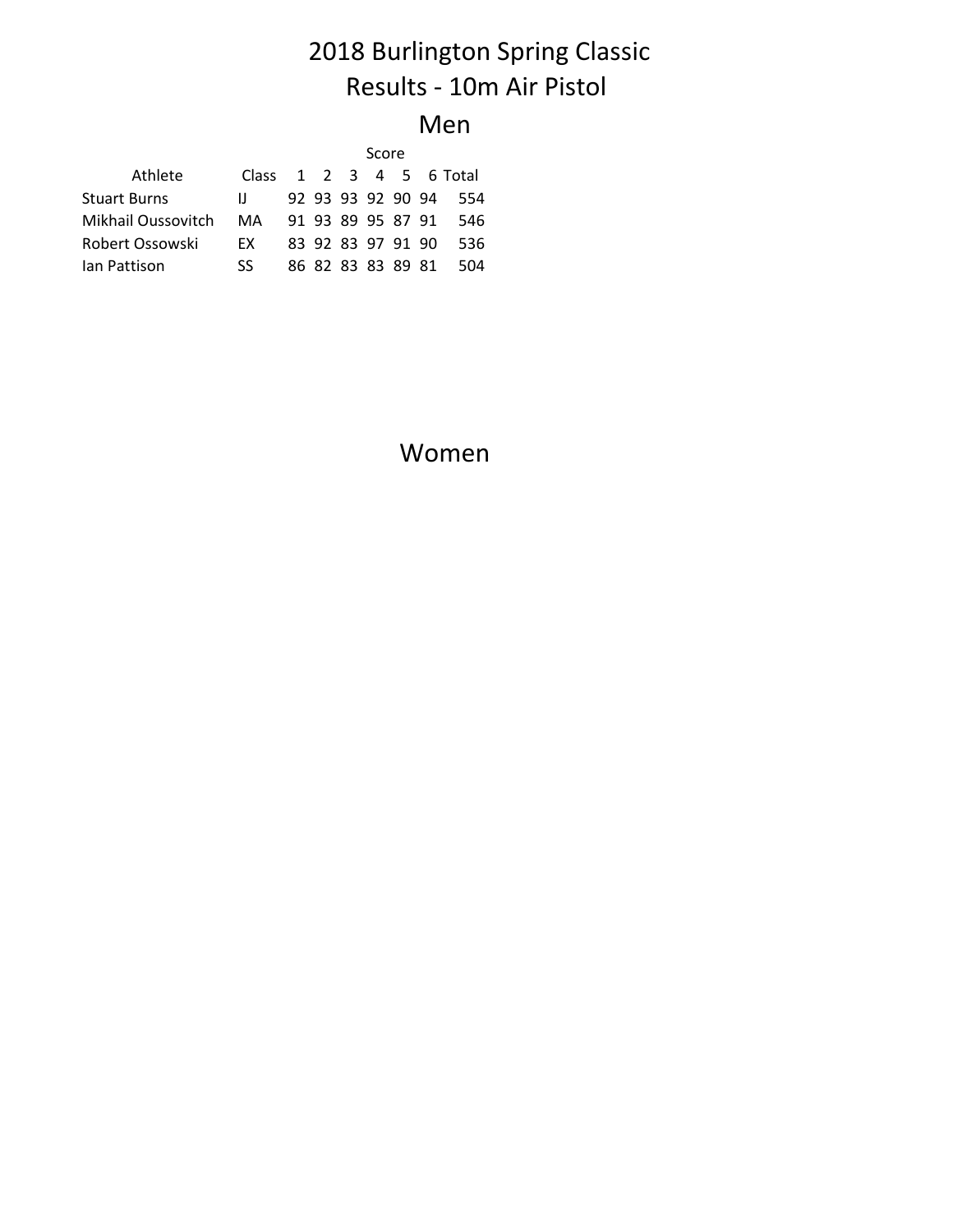# 2018 Burlington Spring Classic

# Results - 10m Air Pistol

## Men

| Athlete | Class | Score 1 | 2 | 3 | 4 | 5 | 6 | Total |
|---|---|---|---|---|---|---|---|---|
| Stuart Burns | IJ | 92 | 93 | 93 | 92 | 90 | 94 | 554 |
| Mikhail Oussovitch | MA | 91 | 93 | 89 | 95 | 87 | 91 | 546 |
| Robert Ossowski | EX | 83 | 92 | 83 | 97 | 91 | 90 | 536 |
| Ian Pattison | SS | 86 | 82 | 83 | 83 | 89 | 81 | 504 |

## Women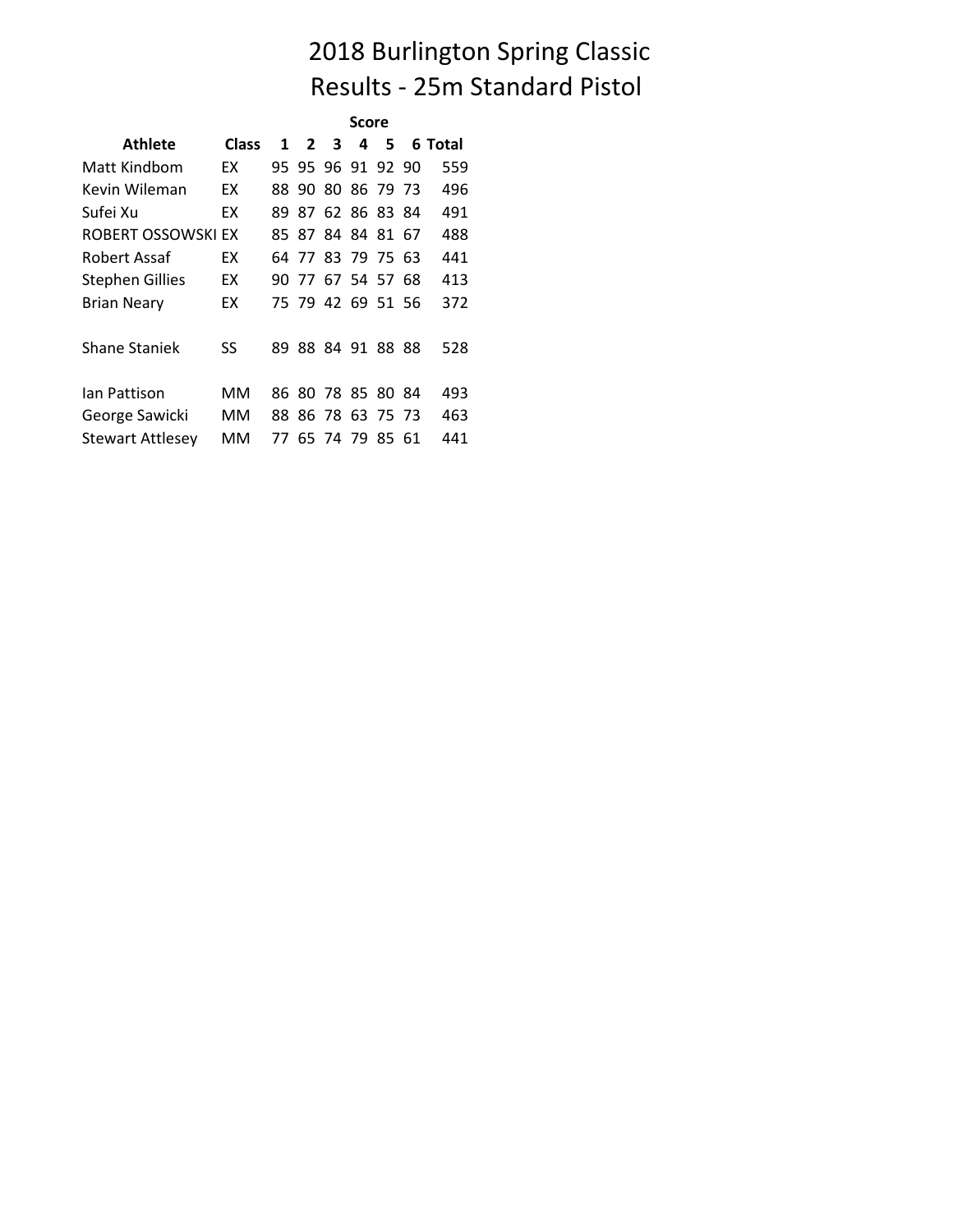# 2018 Burlington Spring Classic
## Results - 25m Standard Pistol

| Athlete | Class | Score 1 | 2 | 3 | 4 | 5 | 6 | Total |
|---|---|---|---|---|---|---|---|---|
| Matt Kindbom | EX | 95 | 95 | 96 | 91 | 92 | 90 | 559 |
| Kevin Wileman | EX | 88 | 90 | 80 | 86 | 79 | 73 | 496 |
| Sufei Xu | EX | 89 | 87 | 62 | 86 | 83 | 84 | 491 |
| ROBERT OSSOWSKI | EX | 85 | 87 | 84 | 84 | 81 | 67 | 488 |
| Robert Assaf | EX | 64 | 77 | 83 | 79 | 75 | 63 | 441 |
| Stephen Gillies | EX | 90 | 77 | 67 | 54 | 57 | 68 | 413 |
| Brian Neary | EX | 75 | 79 | 42 | 69 | 51 | 56 | 372 |
| | | | | | | | | |
| Shane Staniek | SS | 89 | 88 | 84 | 91 | 88 | 88 | 528 |
| | | | | | | | | |
| Ian Pattison | MM | 86 | 80 | 78 | 85 | 80 | 84 | 493 |
| George Sawicki | MM | 88 | 86 | 78 | 63 | 75 | 73 | 463 |
| Stewart Attlesey | MM | 77 | 65 | 74 | 79 | 85 | 61 | 441 |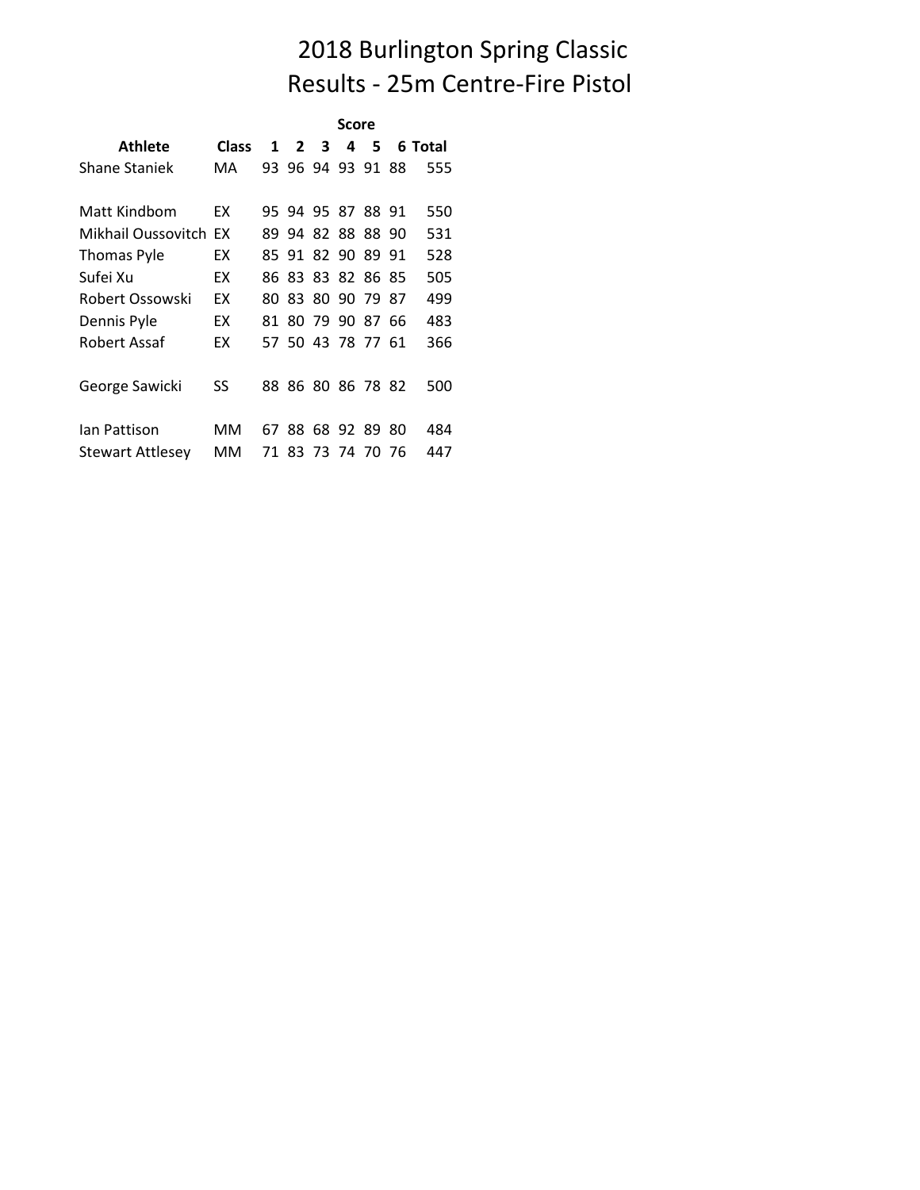# 2018 Burlington Spring Classic

## Results - 25m Centre-Fire Pistol

| Athlete | Class | Score 1 | 2 | 3 | 4 | 5 | 6 | Total |
|---|---|---|---|---|---|---|---|---|
| Shane Staniek | MA | 93 | 96 | 94 | 93 | 91 | 88 | 555 |
| | | | | | | | | |
| Matt Kindbom | EX | 95 | 94 | 95 | 87 | 88 | 91 | 550 |
| Mikhail Oussovitch | EX | 89 | 94 | 82 | 88 | 88 | 90 | 531 |
| Thomas Pyle | EX | 85 | 91 | 82 | 90 | 89 | 91 | 528 |
| Sufei Xu | EX | 86 | 83 | 83 | 82 | 86 | 85 | 505 |
| Robert Ossowski | EX | 80 | 83 | 80 | 90 | 79 | 87 | 499 |
| Dennis Pyle | EX | 81 | 80 | 79 | 90 | 87 | 66 | 483 |
| Robert Assaf | EX | 57 | 50 | 43 | 78 | 77 | 61 | 366 |
| | | | | | | | | |
| George Sawicki | SS | 88 | 86 | 80 | 86 | 78 | 82 | 500 |
| | | | | | | | | |
| Ian Pattison | MM | 67 | 88 | 68 | 92 | 89 | 80 | 484 |
| Stewart Attlesey | MM | 71 | 83 | 73 | 74 | 70 | 76 | 447 |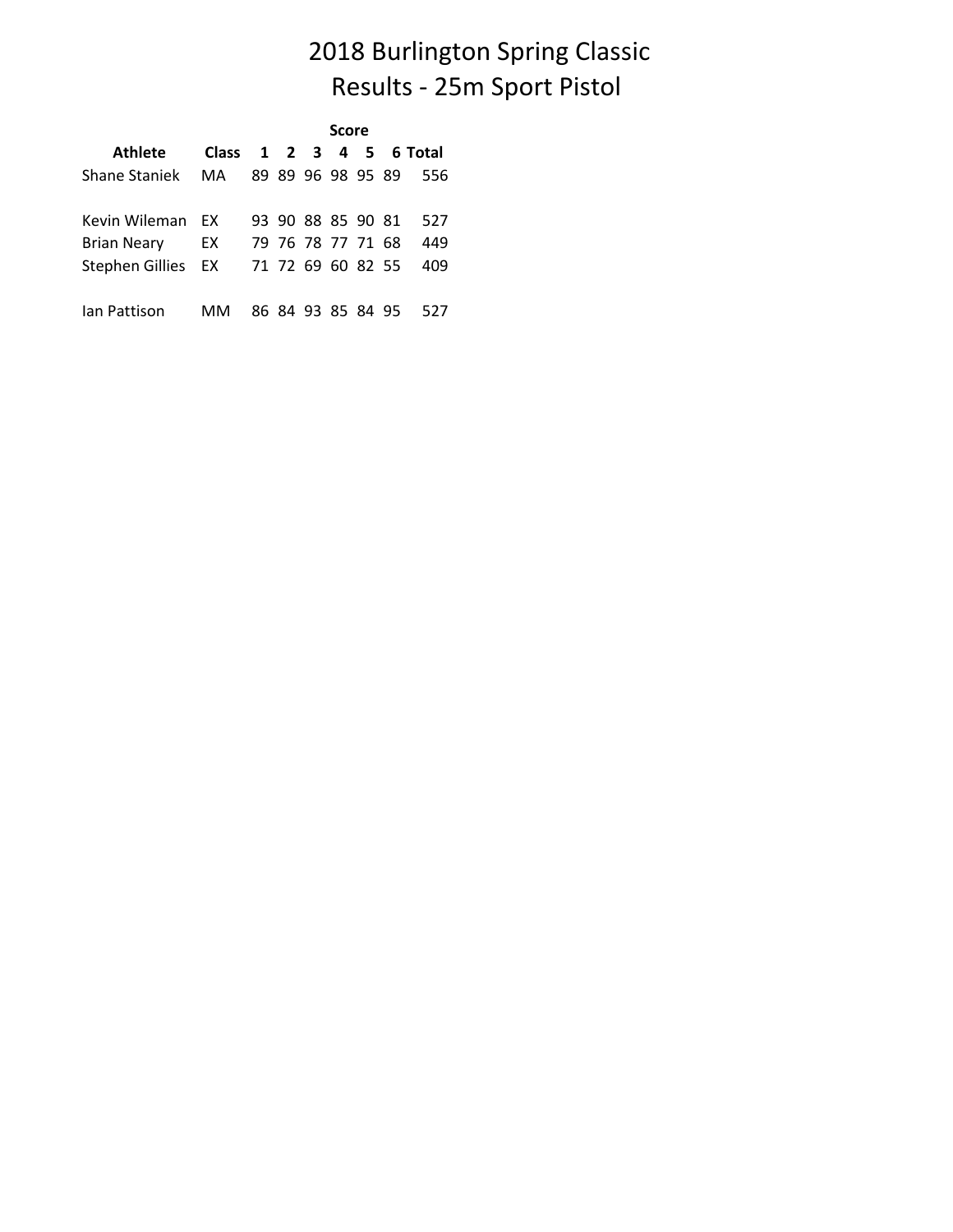# 2018 Burlington Spring Classic
# Results - 25m Sport Pistol

| Athlete | Class | Score | | | | | | |
|---|---|---|---|---|---|---|---|---|
| | | 1 | 2 | 3 | 4 | 5 | 6 | Total |
| Shane Staniek | MA | 89 | 89 | 96 | 98 | 95 | 89 | 556 |
| | | | | | | | | |
| Kevin Wileman | EX | 93 | 90 | 88 | 85 | 90 | 81 | 527 |
| Brian Neary | EX | 79 | 76 | 78 | 77 | 71 | 68 | 449 |
| Stephen Gillies | EX | 71 | 72 | 69 | 60 | 82 | 55 | 409 |
| | | | | | | | | |
| Ian Pattison | MM | 86 | 84 | 93 | 85 | 84 | 95 | 527 |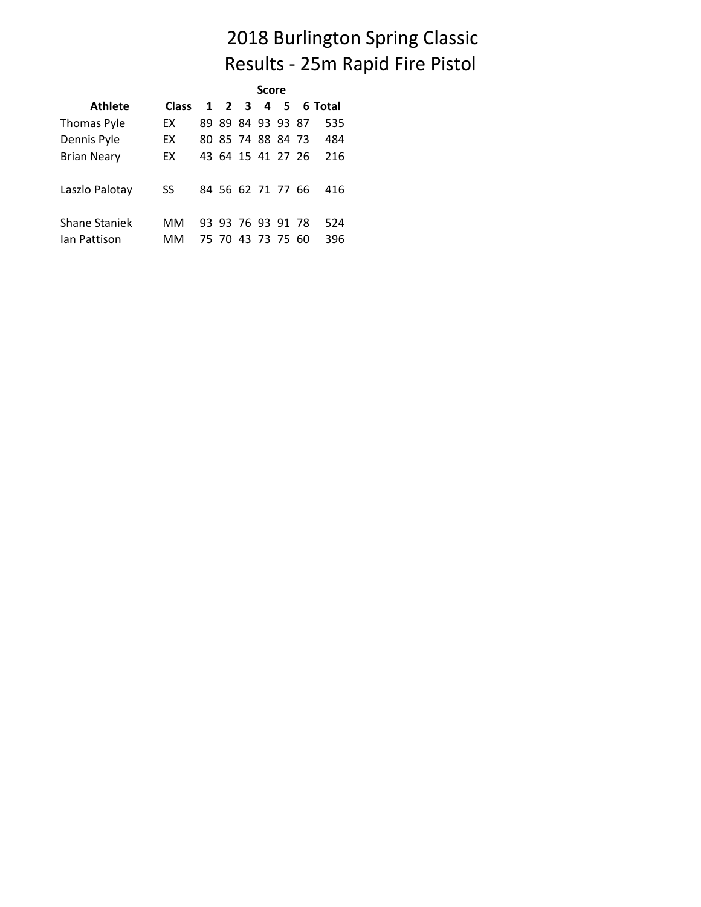# 2018 Burlington Spring Classic
# Results - 25m Rapid Fire Pistol

| Athlete | Class | Score | | | | | | |
|---|---|---|---|---|---|---|---|---|
| | | 1 | 2 | 3 | 4 | 5 | 6 | Total |
| Thomas Pyle | EX | 89 | 89 | 84 | 93 | 93 | 87 | 535 |
| Dennis Pyle | EX | 80 | 85 | 74 | 88 | 84 | 73 | 484 |
| Brian Neary | EX | 43 | 64 | 15 | 41 | 27 | 26 | 216 |
| | | | | | | | | |
| Laszlo Palotay | SS | 84 | 56 | 62 | 71 | 77 | 66 | 416 |
| | | | | | | | | |
| Shane Staniek | MM | 93 | 93 | 76 | 93 | 91 | 78 | 524 |
| Ian Pattison | MM | 75 | 70 | 43 | 73 | 75 | 60 | 396 |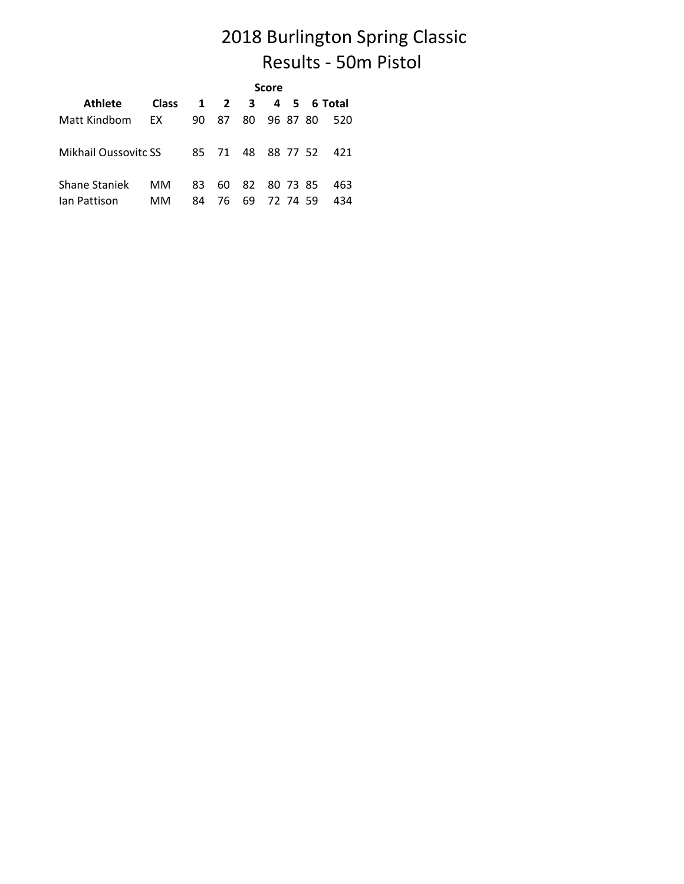# 2018 Burlington Spring Classic
## Results - 50m Pistol

| Athlete | Class | Score 1 | 2 | 3 | 4 | 5 | 6 | Total |
|---|---|---|---|---|---|---|---|---|
| Matt Kindbom | EX | 90 | 87 | 80 | 96 | 87 | 80 | 520 |
| | | | | | | | | |
| Mikhail Oussovitc | SS | 85 | 71 | 48 | 88 | 77 | 52 | 421 |
| | | | | | | | | |
| Shane Staniek | MM | 83 | 60 | 82 | 80 | 73 | 85 | 463 |
| Ian Pattison | MM | 84 | 76 | 69 | 72 | 74 | 59 | 434 |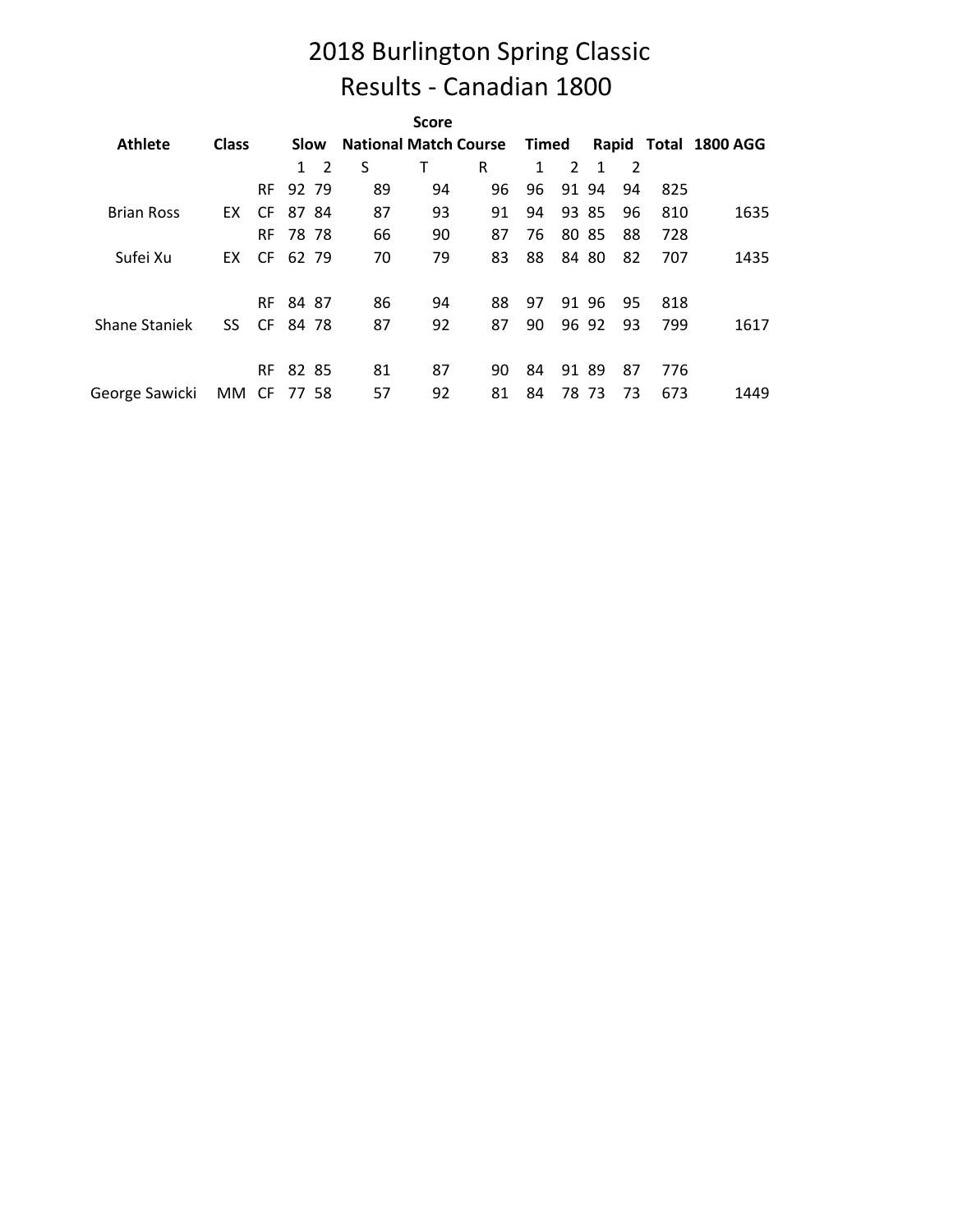# 2018 Burlington Spring Classic

## Results - Canadian 1800

| Athlete | Class | | Slow | | National Match Course | | | Timed | | Rapid | | Total | 1800 AGG |
|---|---|---|---|---|---|---|---|---|---|---|---|---|---|
| | | | 1 | 2 | S | T | R | 1 | 2 | 1 | 2 | | |
| | | RF | 92 | 79 | 89 | 94 | 96 | 96 | 91 | 94 | 94 | 825 | |
| Brian Ross | EX | CF | 87 | 84 | 87 | 93 | 91 | 94 | 93 | 85 | 96 | 810 | 1635 |
| | | RF | 78 | 78 | 66 | 90 | 87 | 76 | 80 | 85 | 88 | 728 | |
| Sufei Xu | EX | CF | 62 | 79 | 70 | 79 | 83 | 88 | 84 | 80 | 82 | 707 | 1435 |
| | | RF | 84 | 87 | 86 | 94 | 88 | 97 | 91 | 96 | 95 | 818 | |
| Shane Staniek | SS | CF | 84 | 78 | 87 | 92 | 87 | 90 | 96 | 92 | 93 | 799 | 1617 |
| | | RF | 82 | 85 | 81 | 87 | 90 | 84 | 91 | 89 | 87 | 776 | |
| George Sawicki | MM | CF | 77 | 58 | 57 | 92 | 81 | 84 | 78 | 73 | 73 | 673 | 1449 |